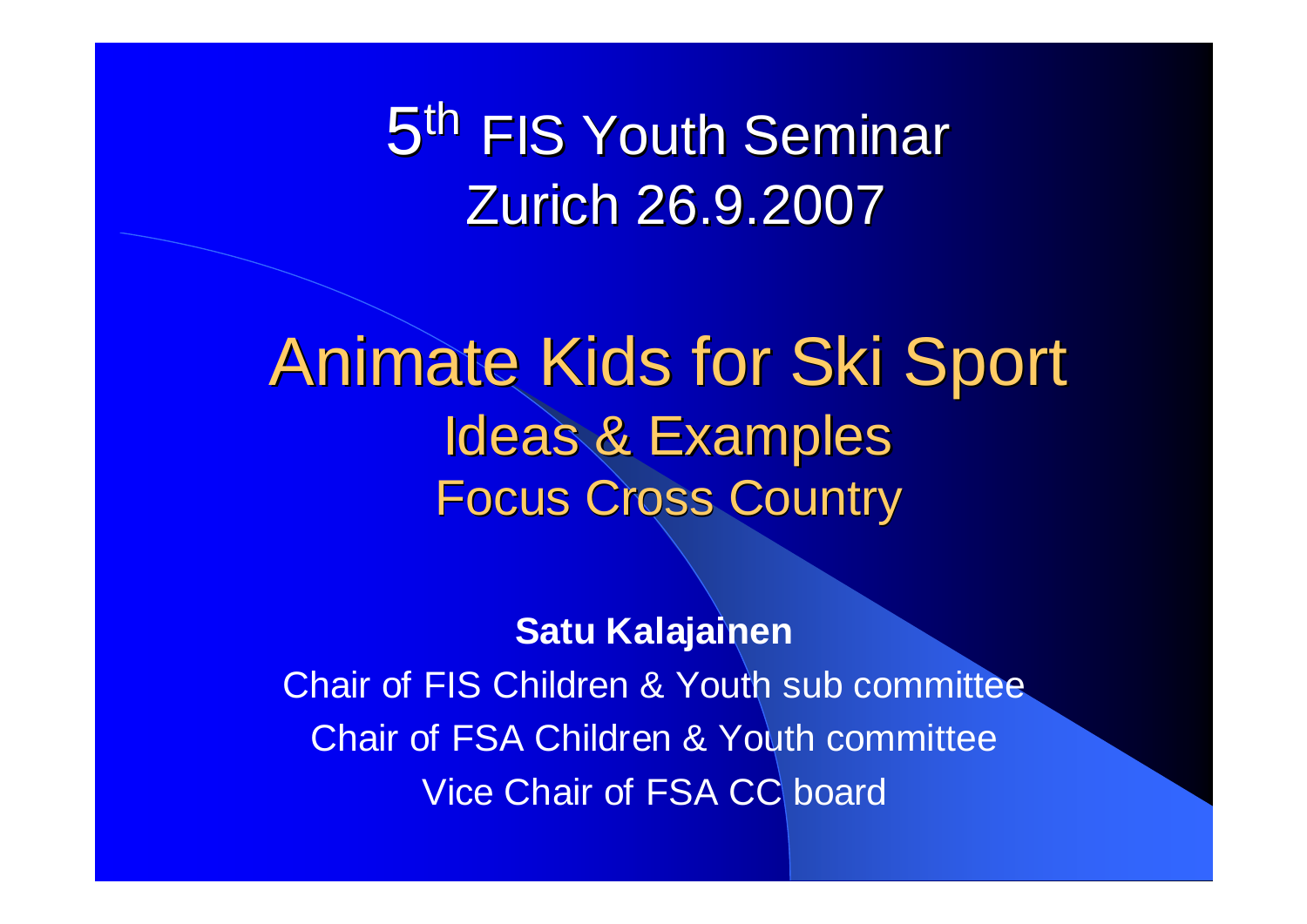# 5th FIS Youth Seminar Zurich 26.9.2007

# Animate Kids for Ski Sport

## Ideas & Examples

### Focus Cross Country

**Satu Kalajainen**

Chair of FIS Children & Youth sub committee

Chair of FSA Children & Youth committee

Vice Chair of FSA CC board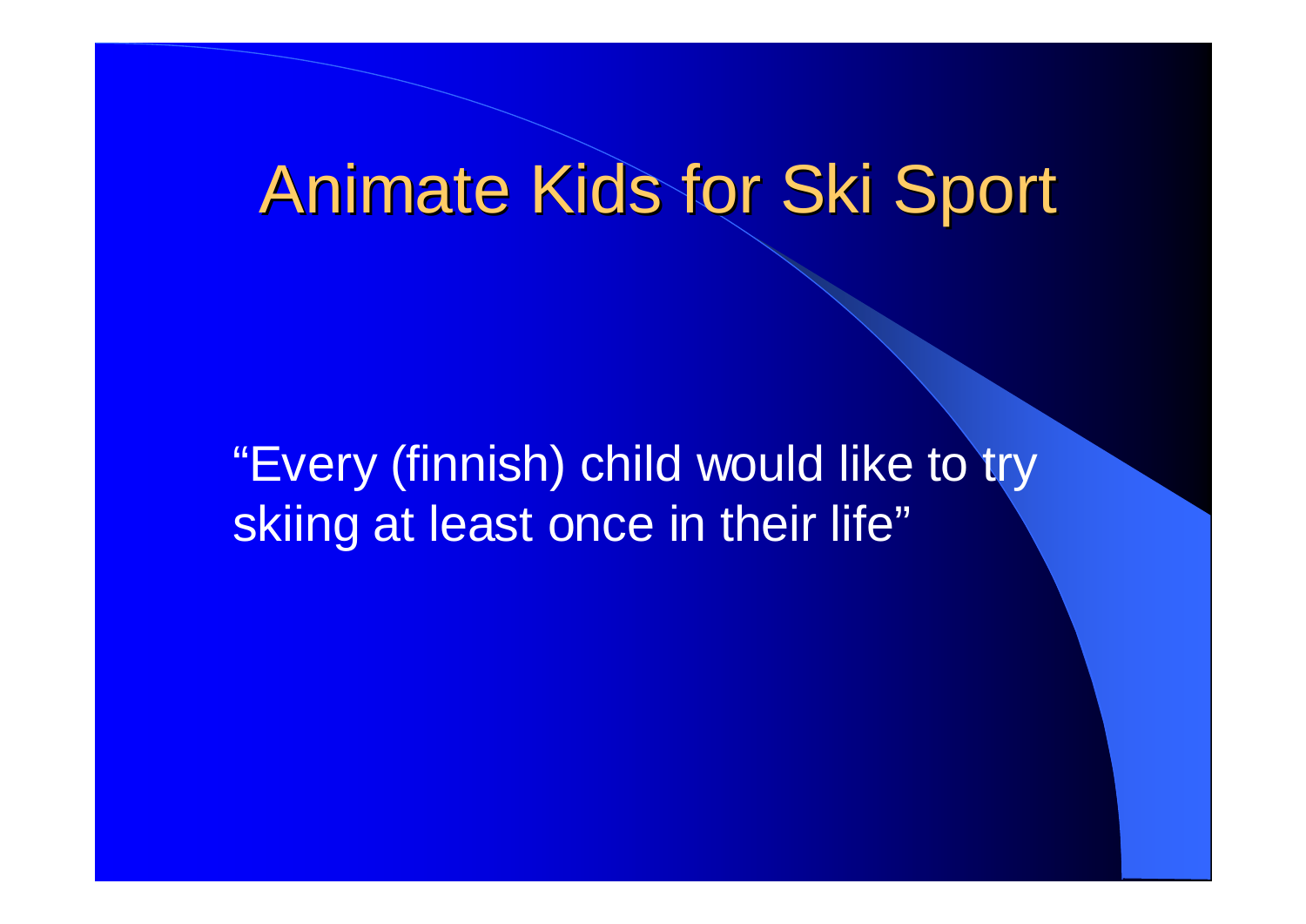# Animate Kids for Ski Sport

"Every (finnish) child would like to try skiing at least once in their life"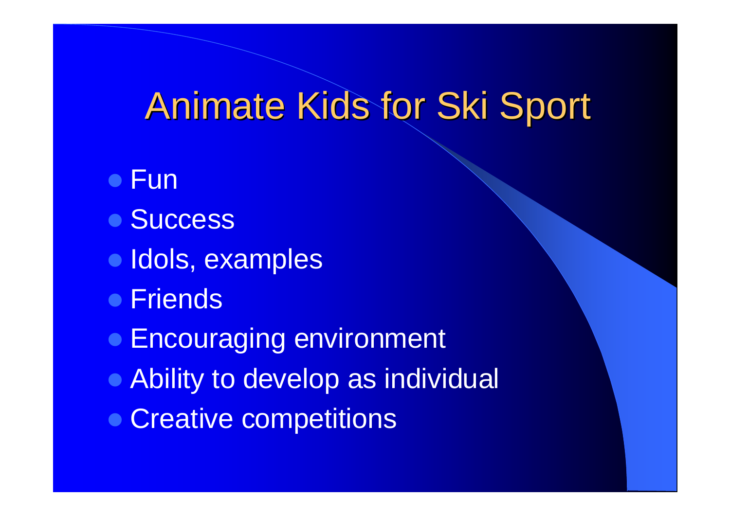# Animate Kids for Ski Sport

- Fun
- Success
- Idols, examples
- Friends
- Encouraging environment
- Ability to develop as individual
- Creative competitions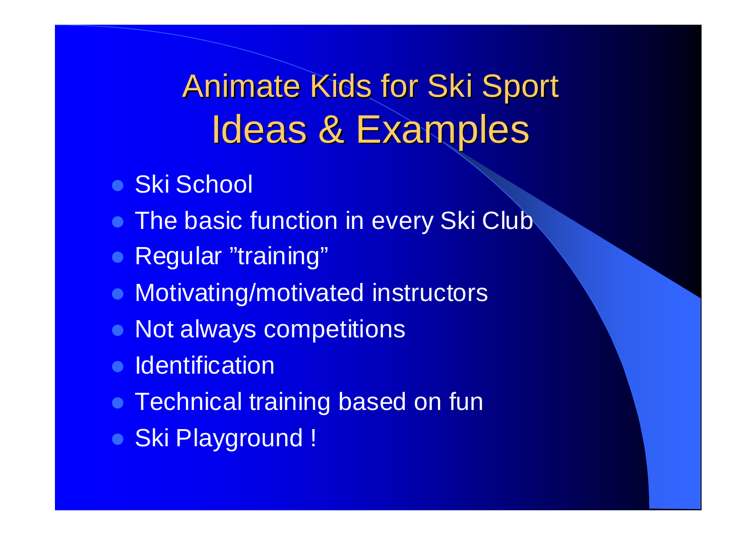# Animate Kids for Ski Sport
# Ideas & Examples

- Ski School
- The basic function in every Ski Club
- Regular ”training”
- Motivating/motivated instructors
- Not always competitions
- Identification
- Technical training based on fun
- Ski Playground !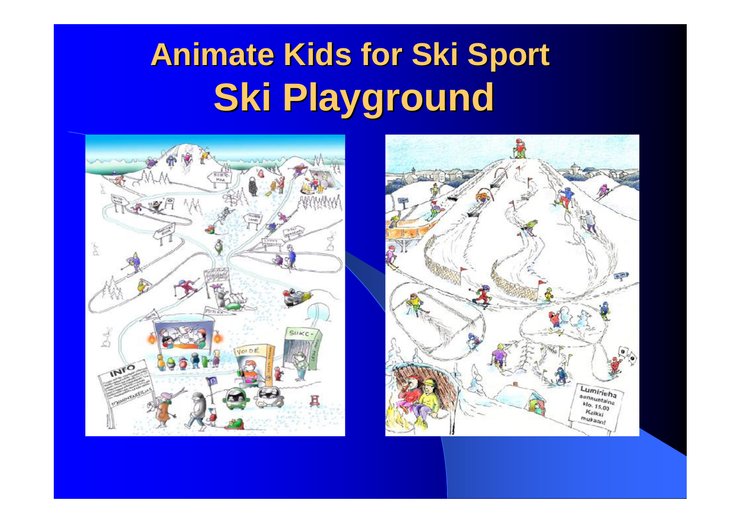# Animate Kids for Ski Sport
## Ski Playground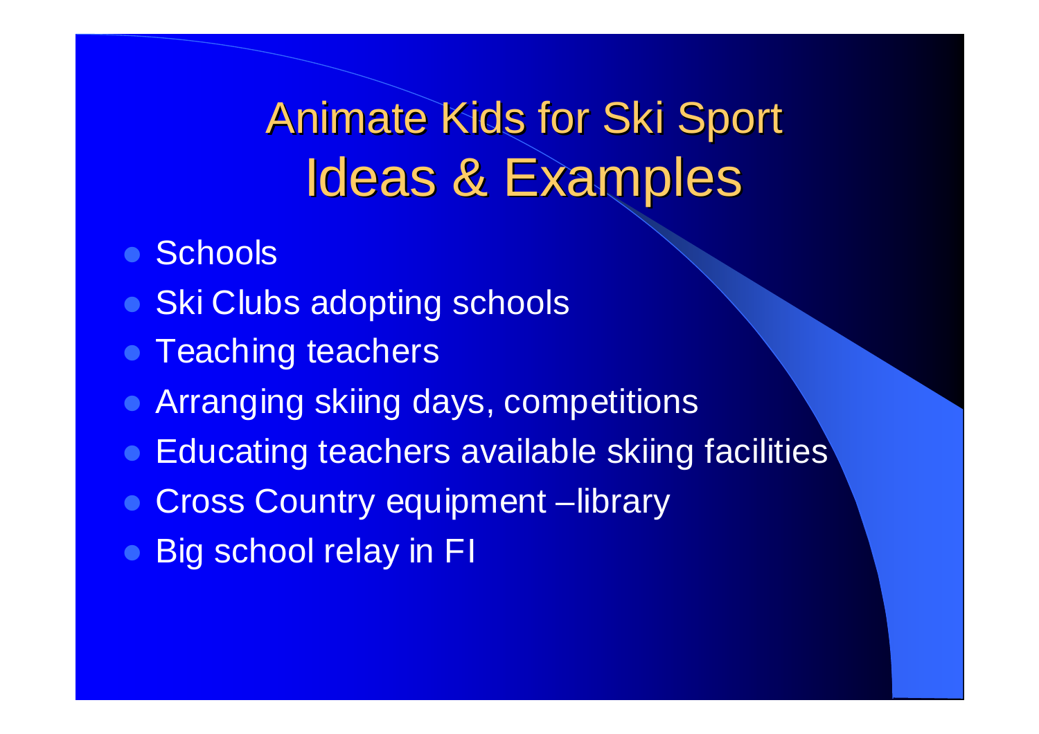# Animate Kids for Ski Sport
# Ideas & Examples

- Schools
- Ski Clubs adopting schools
- Teaching teachers
- Arranging skiing days, competitions
- Educating teachers available skiing facilities
- Cross Country equipment –library
- Big school relay in FI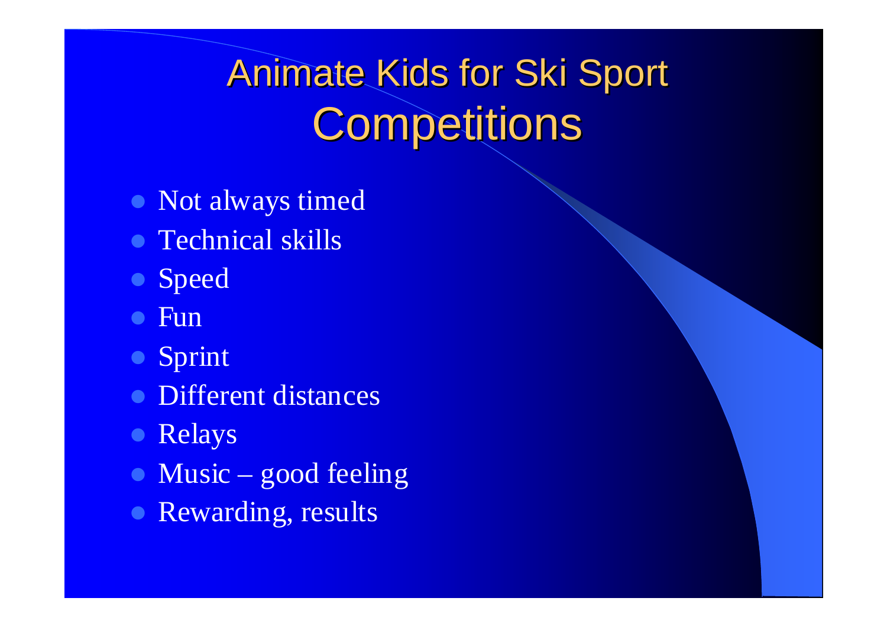# Animate Kids for Ski Sport
## Competitions

- Not always timed
- Technical skills
- Speed
- Fun
- Sprint
- Different distances
- Relays
- Music – good feeling
- Rewarding, results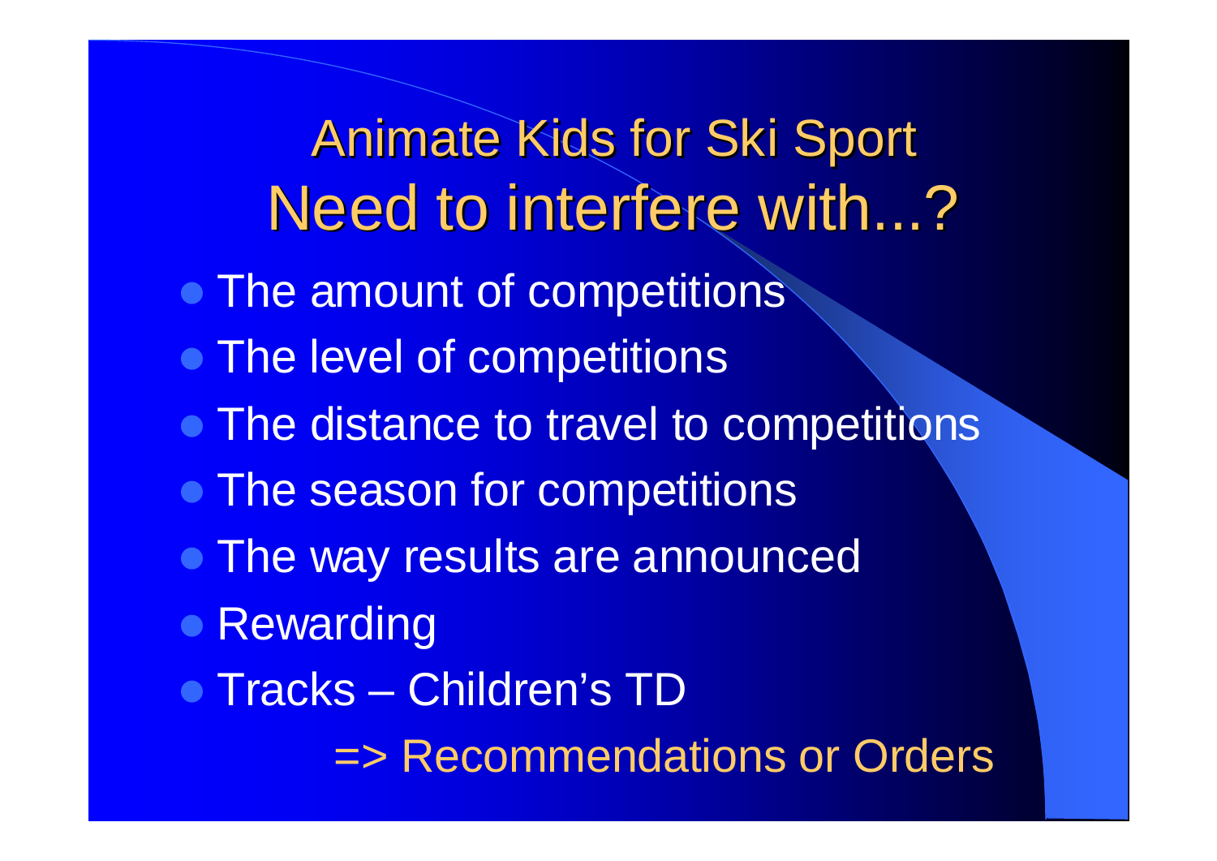# Animate Kids for Ski Sport
## Need to interfere with...?

- The amount of competitions
- The level of competitions
- The distance to travel to competitions
- The season for competitions
- The way results are announced
- Rewarding
- Tracks – Children's TD

=> Recommendations or Orders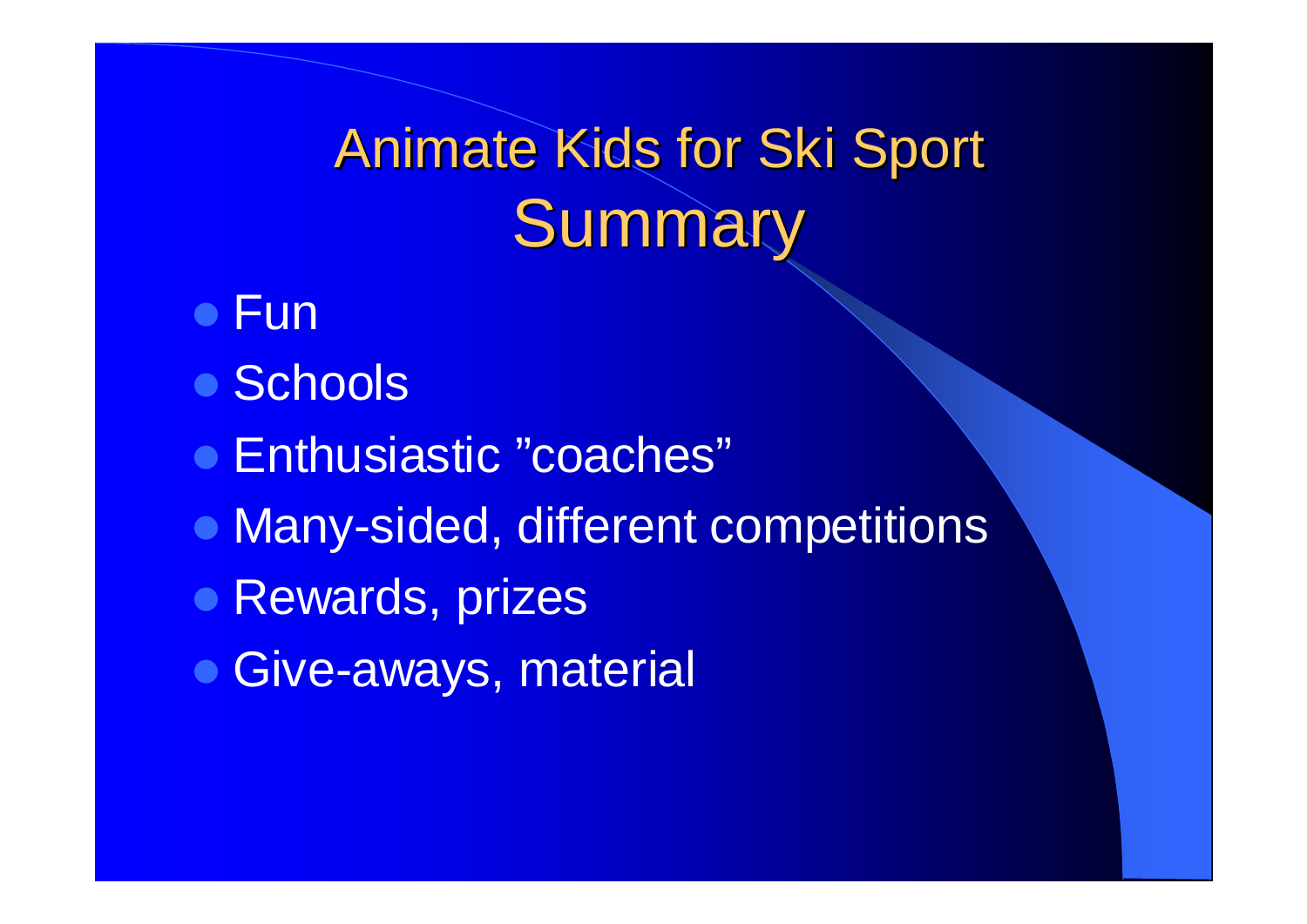# Animate Kids for Ski Sport
## Summary

- Fun
- Schools
- Enthusiastic ”coaches”
- Many-sided, different competitions
- Rewards, prizes
- Give-aways, material